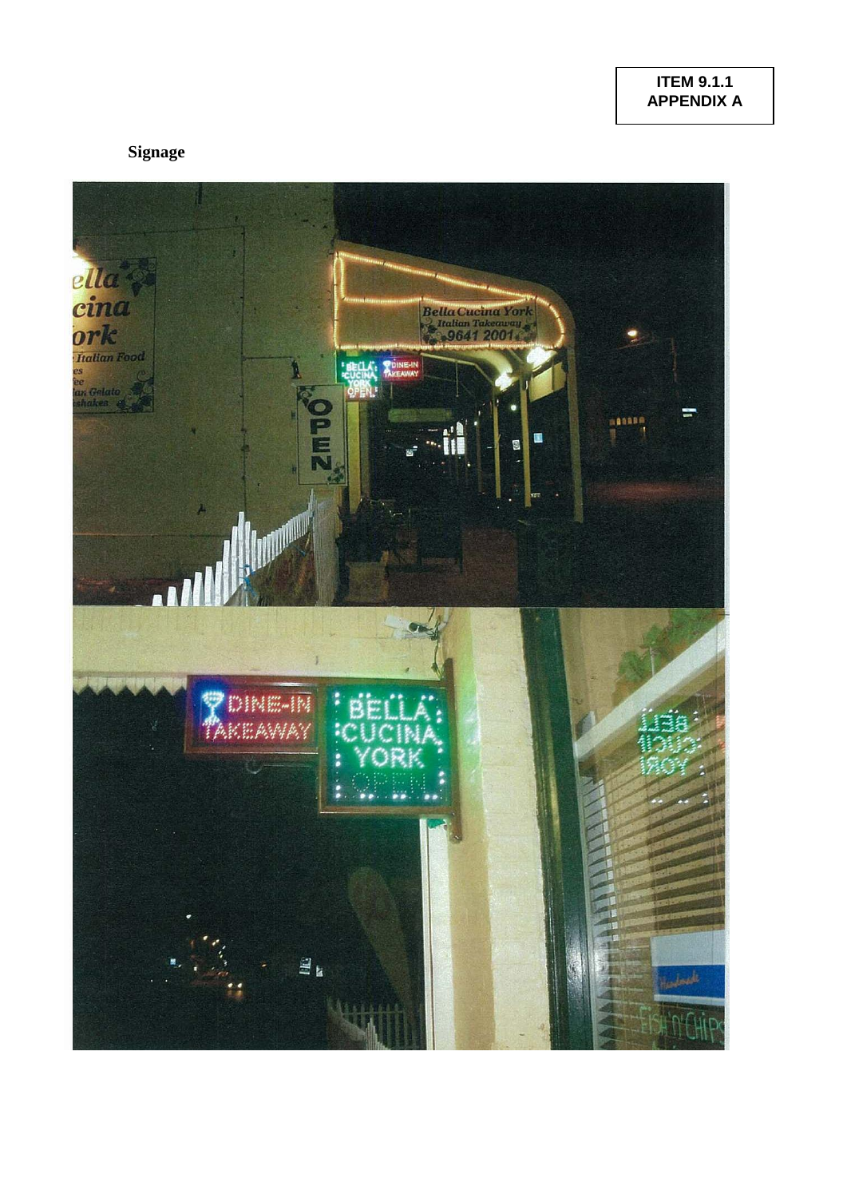**ITEM 9.1.1**
**APPENDIX A**

**Signage**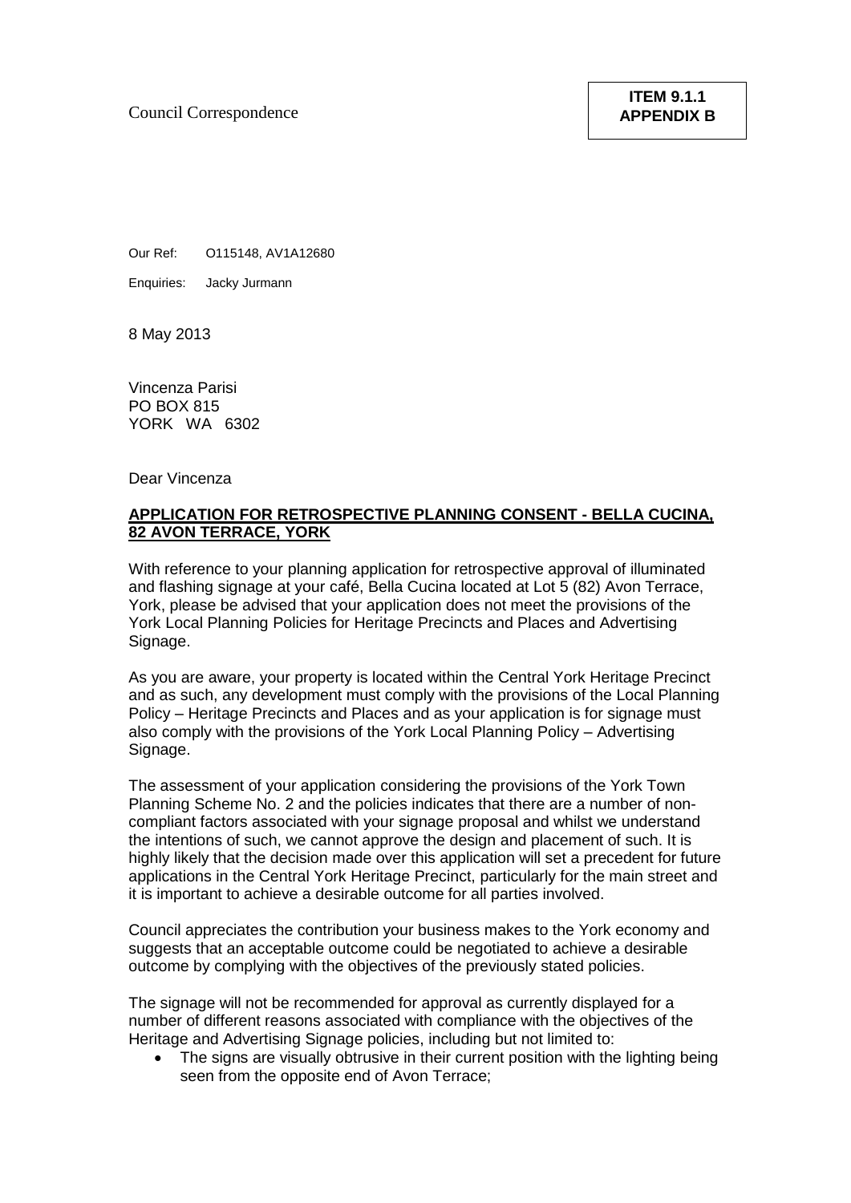Council Correspondence

**ITEM 9.1.1**
**APPENDIX B**

Our Ref: O115148, AV1A12680

Enquiries: Jacky Jurmann

8 May 2013

Vincenza Parisi
PO BOX 815
YORK WA 6302

Dear Vincenza

**APPLICATION FOR RETROSPECTIVE PLANNING CONSENT - BELLA CUCINA, 82 AVON TERRACE, YORK**

With reference to your planning application for retrospective approval of illuminated and flashing signage at your café, Bella Cucina located at Lot 5 (82) Avon Terrace, York, please be advised that your application does not meet the provisions of the York Local Planning Policies for Heritage Precincts and Places and Advertising Signage.

As you are aware, your property is located within the Central York Heritage Precinct and as such, any development must comply with the provisions of the Local Planning Policy – Heritage Precincts and Places and as your application is for signage must also comply with the provisions of the York Local Planning Policy – Advertising Signage.

The assessment of your application considering the provisions of the York Town Planning Scheme No. 2 and the policies indicates that there are a number of non-compliant factors associated with your signage proposal and whilst we understand the intentions of such, we cannot approve the design and placement of such. It is highly likely that the decision made over this application will set a precedent for future applications in the Central York Heritage Precinct, particularly for the main street and it is important to achieve a desirable outcome for all parties involved.

Council appreciates the contribution your business makes to the York economy and suggests that an acceptable outcome could be negotiated to achieve a desirable outcome by complying with the objectives of the previously stated policies.

The signage will not be recommended for approval as currently displayed for a number of different reasons associated with compliance with the objectives of the Heritage and Advertising Signage policies, including but not limited to:

- The signs are visually obtrusive in their current position with the lighting being seen from the opposite end of Avon Terrace;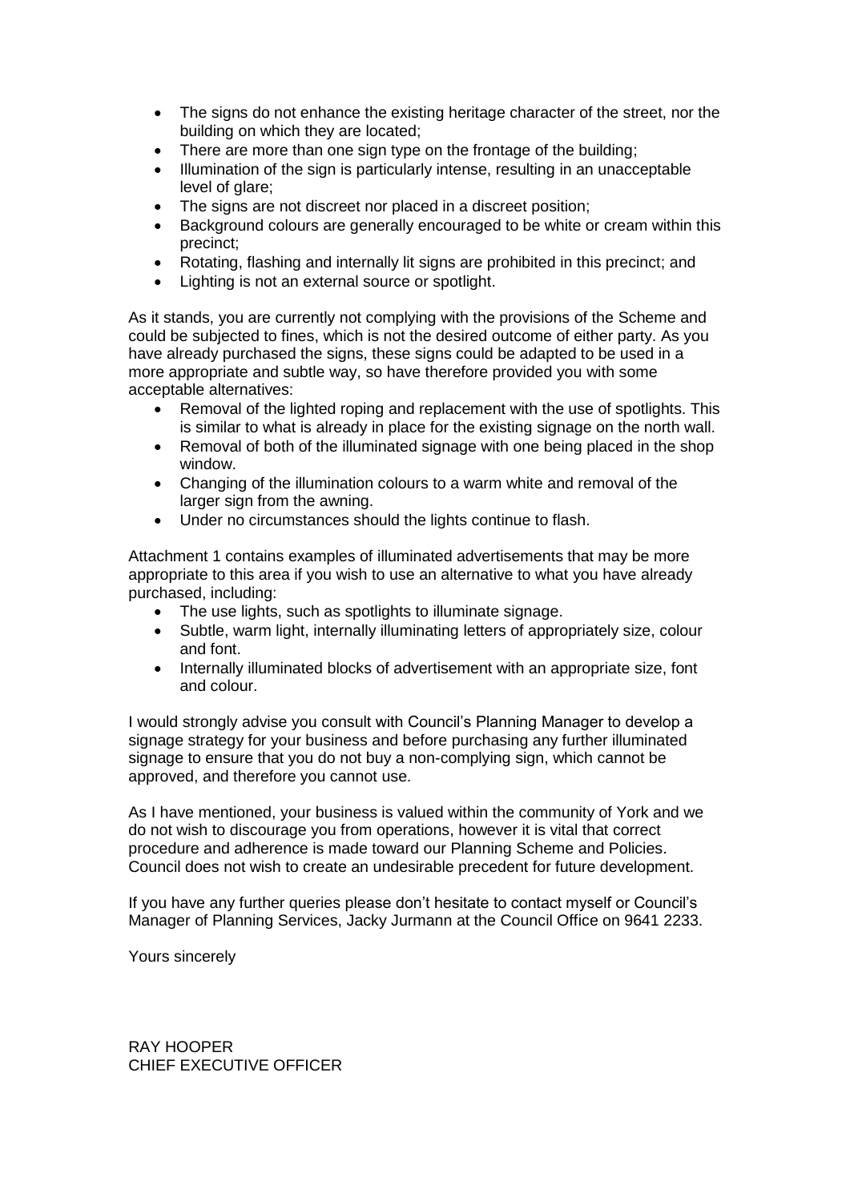- The signs do not enhance the existing heritage character of the street, nor the building on which they are located;
- There are more than one sign type on the frontage of the building;
- Illumination of the sign is particularly intense, resulting in an unacceptable level of glare;
- The signs are not discreet nor placed in a discreet position;
- Background colours are generally encouraged to be white or cream within this precinct;
- Rotating, flashing and internally lit signs are prohibited in this precinct; and
- Lighting is not an external source or spotlight.

As it stands, you are currently not complying with the provisions of the Scheme and could be subjected to fines, which is not the desired outcome of either party. As you have already purchased the signs, these signs could be adapted to be used in a more appropriate and subtle way, so have therefore provided you with some acceptable alternatives:

- Removal of the lighted roping and replacement with the use of spotlights. This is similar to what is already in place for the existing signage on the north wall.
- Removal of both of the illuminated signage with one being placed in the shop window.
- Changing of the illumination colours to a warm white and removal of the larger sign from the awning.
- Under no circumstances should the lights continue to flash.

Attachment 1 contains examples of illuminated advertisements that may be more appropriate to this area if you wish to use an alternative to what you have already purchased, including:

- The use lights, such as spotlights to illuminate signage.
- Subtle, warm light, internally illuminating letters of appropriately size, colour and font.
- Internally illuminated blocks of advertisement with an appropriate size, font and colour.

I would strongly advise you consult with Council's Planning Manager to develop a signage strategy for your business and before purchasing any further illuminated signage to ensure that you do not buy a non-complying sign, which cannot be approved, and therefore you cannot use.

As I have mentioned, your business is valued within the community of York and we do not wish to discourage you from operations, however it is vital that correct procedure and adherence is made toward our Planning Scheme and Policies. Council does not wish to create an undesirable precedent for future development.

If you have any further queries please don't hesitate to contact myself or Council's Manager of Planning Services, Jacky Jurmann at the Council Office on 9641 2233.

Yours sincerely

RAY HOOPER
CHIEF EXECUTIVE OFFICER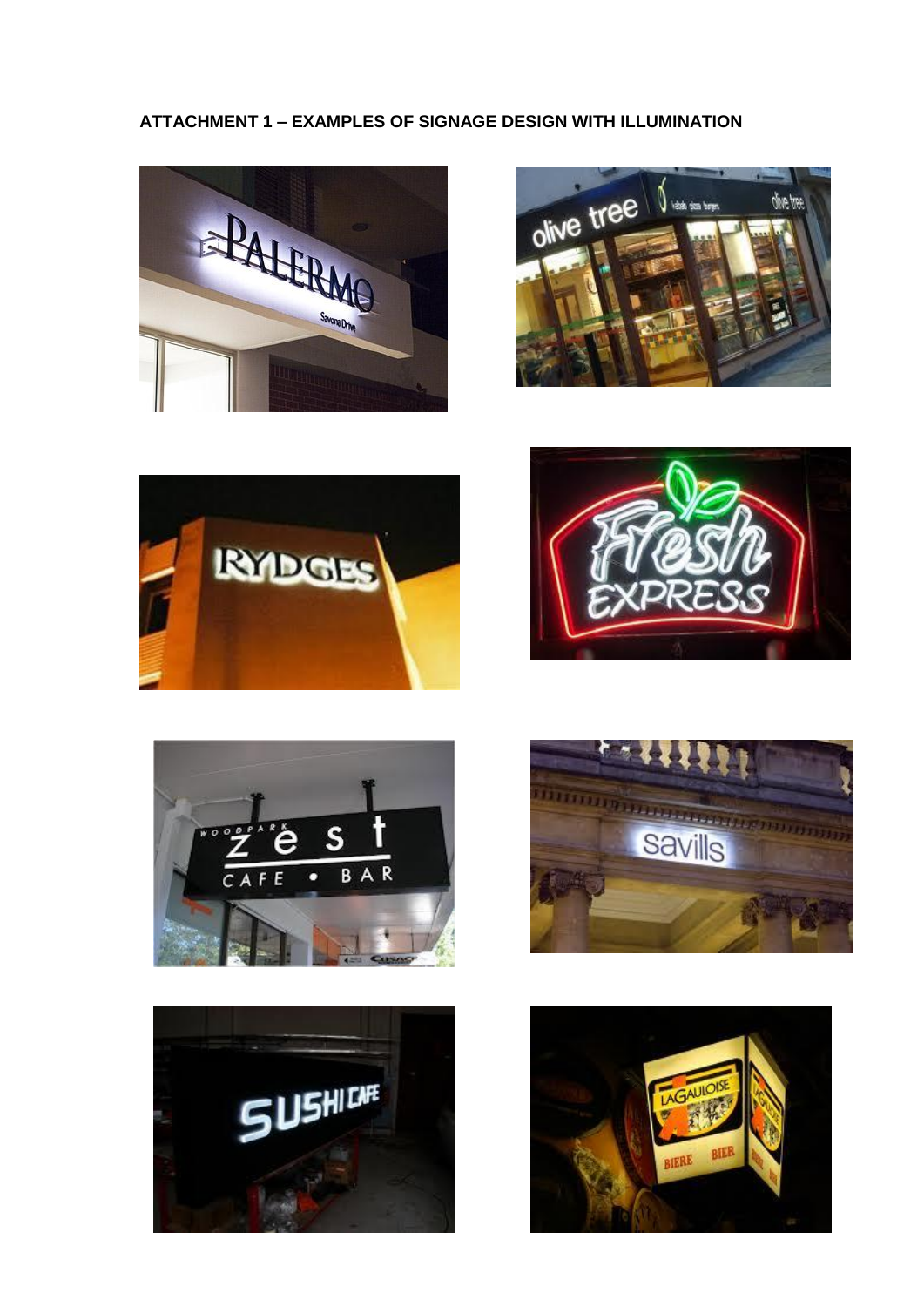**ATTACHMENT 1 – EXAMPLES OF SIGNAGE DESIGN WITH ILLUMINATION**